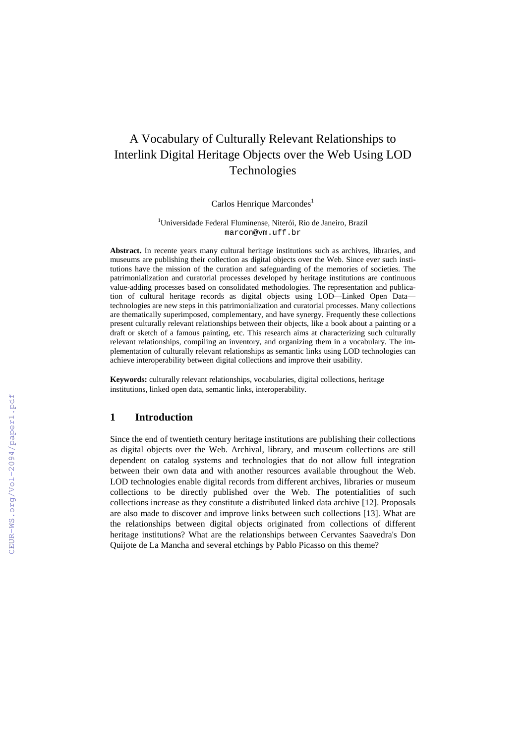# A Vocabulary of Culturally Relevant Relationships to Interlink Digital Heritage Objects over the Web Using LOD Technologies

Carlos Henrique Marcondes[1]

[1]Universidade Federal Fluminense, Niterói, Rio de Janeiro, Brazil
marcon@vm.uff.br

**Abstract.** In recente years many cultural heritage institutions such as archives, libraries, and museums are publishing their collection as digital objects over the Web. Since ever such institutions have the mission of the curation and safeguarding of the memories of societies. The patrimonialization and curatorial processes developed by heritage institutions are continuous value-adding processes based on consolidated methodologies. The representation and publication of cultural heritage records as digital objects using LOD—Linked Open Data—technologies are new steps in this patrimonialization and curatorial processes. Many collections are thematically superimposed, complementary, and have synergy. Frequently these collections present culturally relevant relationships between their objects, like a book about a painting or a draft or sketch of a famous painting, etc. This research aims at characterizing such culturally relevant relationships, compiling an inventory, and organizing them in a vocabulary. The implementation of culturally relevant relationships as semantic links using LOD technologies can achieve interoperability between digital collections and improve their usability.

**Keywords:** culturally relevant relationships, vocabularies, digital collections, heritage institutions, linked open data, semantic links, interoperability.

## 1 Introduction

Since the end of twentieth century heritage institutions are publishing their collections as digital objects over the Web. Archival, library, and museum collections are still dependent on catalog systems and technologies that do not allow full integration between their own data and with another resources available throughout the Web. LOD technologies enable digital records from different archives, libraries or museum collections to be directly published over the Web. The potentialities of such collections increase as they constitute a distributed linked data archive [12]. Proposals are also made to discover and improve links between such collections [13]. What are the relationships between digital objects originated from collections of different heritage institutions? What are the relationships between Cervantes Saavedra's Don Quijote de La Mancha and several etchings by Pablo Picasso on this theme?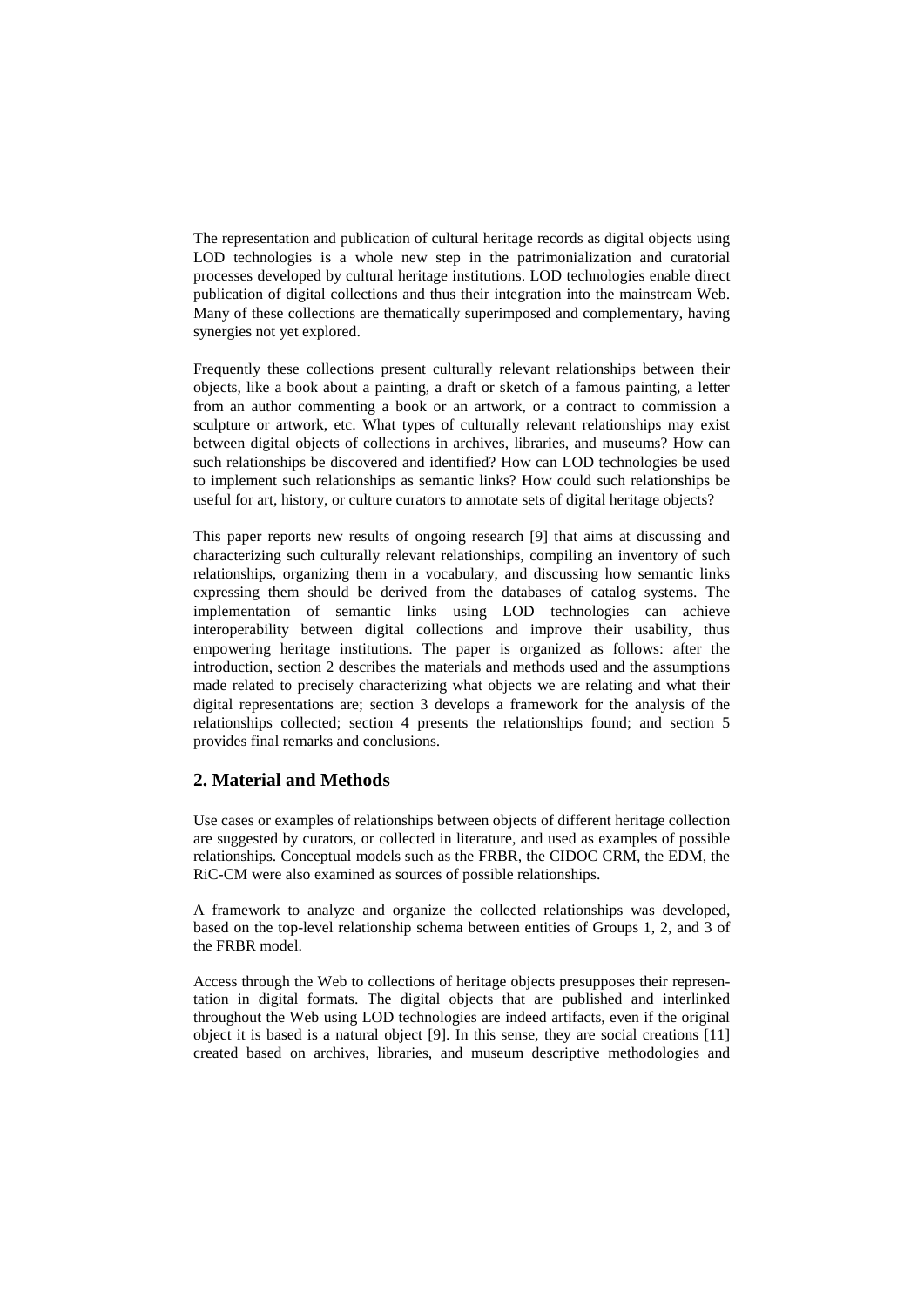The representation and publication of cultural heritage records as digital objects using LOD technologies is a whole new step in the patrimonialization and curatorial processes developed by cultural heritage institutions. LOD technologies enable direct publication of digital collections and thus their integration into the mainstream Web. Many of these collections are thematically superimposed and complementary, having synergies not yet explored.

Frequently these collections present culturally relevant relationships between their objects, like a book about a painting, a draft or sketch of a famous painting, a letter from an author commenting a book or an artwork, or a contract to commission a sculpture or artwork, etc. What types of culturally relevant relationships may exist between digital objects of collections in archives, libraries, and museums? How can such relationships be discovered and identified? How can LOD technologies be used to implement such relationships as semantic links? How could such relationships be useful for art, history, or culture curators to annotate sets of digital heritage objects?

This paper reports new results of ongoing research [9] that aims at discussing and characterizing such culturally relevant relationships, compiling an inventory of such relationships, organizing them in a vocabulary, and discussing how semantic links expressing them should be derived from the databases of catalog systems. The implementation of semantic links using LOD technologies can achieve interoperability between digital collections and improve their usability, thus empowering heritage institutions. The paper is organized as follows: after the introduction, section 2 describes the materials and methods used and the assumptions made related to precisely characterizing what objects we are relating and what their digital representations are; section 3 develops a framework for the analysis of the relationships collected; section 4 presents the relationships found; and section 5 provides final remarks and conclusions.

## 2. Material and Methods

Use cases or examples of relationships between objects of different heritage collection are suggested by curators, or collected in literature, and used as examples of possible relationships. Conceptual models such as the FRBR, the CIDOC CRM, the EDM, the RiC-CM were also examined as sources of possible relationships.

A framework to analyze and organize the collected relationships was developed, based on the top-level relationship schema between entities of Groups 1, 2, and 3 of the FRBR model.

Access through the Web to collections of heritage objects presupposes their representation in digital formats. The digital objects that are published and interlinked throughout the Web using LOD technologies are indeed artifacts, even if the original object it is based is a natural object [9]. In this sense, they are social creations [11] created based on archives, libraries, and museum descriptive methodologies and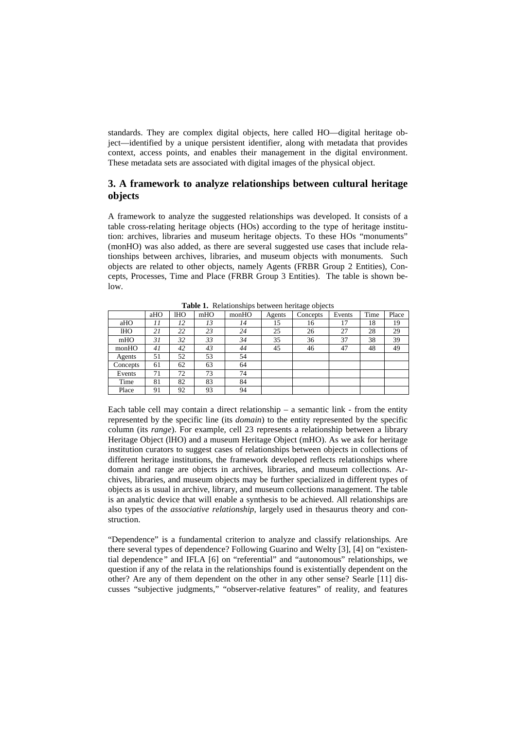standards. They are complex digital objects, here called HO—digital heritage object—identified by a unique persistent identifier, along with metadata that provides context, access points, and enables their management in the digital environment. These metadata sets are associated with digital images of the physical object.

## 3. A framework to analyze relationships between cultural heritage objects

A framework to analyze the suggested relationships was developed. It consists of a table cross-relating heritage objects (HOs) according to the type of heritage institution: archives, libraries and museum heritage objects. To these HOs "monuments" (monHO) was also added, as there are several suggested use cases that include relationships between archives, libraries, and museum objects with monuments. Such objects are related to other objects, namely Agents (FRBR Group 2 Entities), Concepts, Processes, Time and Place (FRBR Group 3 Entities). The table is shown below.

**Table 1.** Relationships between heritage objects

| | aHO | lHO | mHO | monHO | Agents | Concepts | Events | Time | Place |
|---|---|---|---|---|---|---|---|---|---|
| aHO | *11* | *12* | *13* | *14* | 15 | 16 | 17 | 18 | 19 |
| lHO | *21* | *22* | *23* | *24* | 25 | 26 | 27 | 28 | 29 |
| mHO | *31* | *32* | *33* | *34* | 35 | 36 | 37 | 38 | 39 |
| monHO | *41* | *42* | *43* | *44* | 45 | 46 | 47 | 48 | 49 |
| Agents | 51 | 52 | 53 | 54 | | | | | |
| Concepts | 61 | 62 | 63 | 64 | | | | | |
| Events | 71 | 72 | 73 | 74 | | | | | |
| Time | 81 | 82 | 83 | 84 | | | | | |
| Place | 91 | 92 | 93 | 94 | | | | | |

Each table cell may contain a direct relationship – a semantic link - from the entity represented by the specific line (its *domain*) to the entity represented by the specific column (its *range*). For example, cell 23 represents a relationship between a library Heritage Object (lHO) and a museum Heritage Object (mHO). As we ask for heritage institution curators to suggest cases of relationships between objects in collections of different heritage institutions, the framework developed reflects relationships where domain and range are objects in archives, libraries, and museum collections. Archives, libraries, and museum objects may be further specialized in different types of objects as is usual in archive, library, and museum collections management. The table is an analytic device that will enable a synthesis to be achieved. All relationships are also types of the *associative relationship*, largely used in thesaurus theory and construction.

"Dependence" is a fundamental criterion to analyze and classify relationships*.* Are there several types of dependence? Following Guarino and Welty [3], [4] on "existential dependence*"* and IFLA [6] on "referential" and "autonomous" relationships, we question if any of the relata in the relationships found is existentially dependent on the other? Are any of them dependent on the other in any other sense? Searle [11] discusses "subjective judgments," "observer-relative features" of reality, and features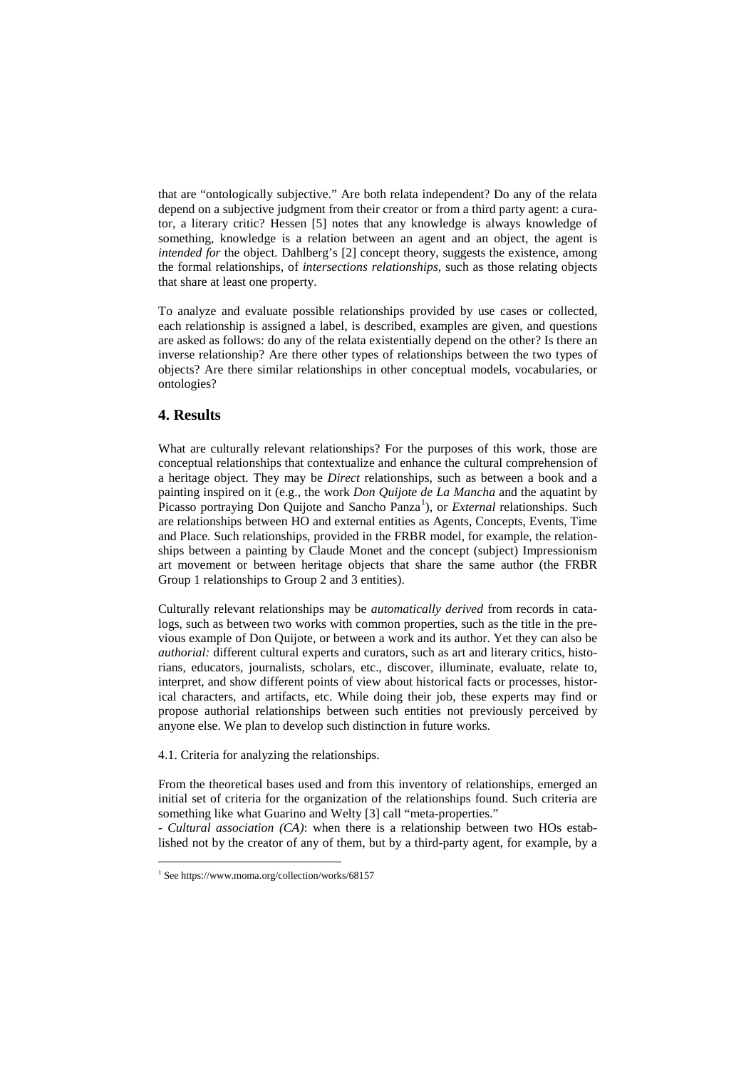that are "ontologically subjective." Are both relata independent? Do any of the relata depend on a subjective judgment from their creator or from a third party agent: a curator, a literary critic? Hessen [5] notes that any knowledge is always knowledge of something, knowledge is a relation between an agent and an object, the agent is *intended for* the object. Dahlberg's [2] concept theory, suggests the existence, among the formal relationships, of *intersections relationships*, such as those relating objects that share at least one property.

To analyze and evaluate possible relationships provided by use cases or collected, each relationship is assigned a label, is described, examples are given, and questions are asked as follows: do any of the relata existentially depend on the other? Is there an inverse relationship? Are there other types of relationships between the two types of objects? Are there similar relationships in other conceptual models, vocabularies, or ontologies?

## 4. Results

What are culturally relevant relationships? For the purposes of this work, those are conceptual relationships that contextualize and enhance the cultural comprehension of a heritage object. They may be *Direct* relationships, such as between a book and a painting inspired on it (e.g., the work *Don Quijote de La Mancha* and the aquatint by Picasso portraying Don Quijote and Sancho Panza[1]), or *External* relationships. Such are relationships between HO and external entities as Agents, Concepts, Events, Time and Place. Such relationships, provided in the FRBR model, for example, the relationships between a painting by Claude Monet and the concept (subject) Impressionism art movement or between heritage objects that share the same author (the FRBR Group 1 relationships to Group 2 and 3 entities).

Culturally relevant relationships may be *automatically derived* from records in catalogs, such as between two works with common properties, such as the title in the previous example of Don Quijote, or between a work and its author. Yet they can also be *authorial:* different cultural experts and curators, such as art and literary critics, historians, educators, journalists, scholars, etc., discover, illuminate, evaluate, relate to, interpret, and show different points of view about historical facts or processes, historical characters, and artifacts, etc. While doing their job, these experts may find or propose authorial relationships between such entities not previously perceived by anyone else. We plan to develop such distinction in future works.

4.1. Criteria for analyzing the relationships.

From the theoretical bases used and from this inventory of relationships, emerged an initial set of criteria for the organization of the relationships found. Such criteria are something like what Guarino and Welty [3] call "meta-properties."

- *Cultural association (CA)*: when there is a relationship between two HOs established not by the creator of any of them, but by a third-party agent, for example, by a

[1] See https://www.moma.org/collection/works/68157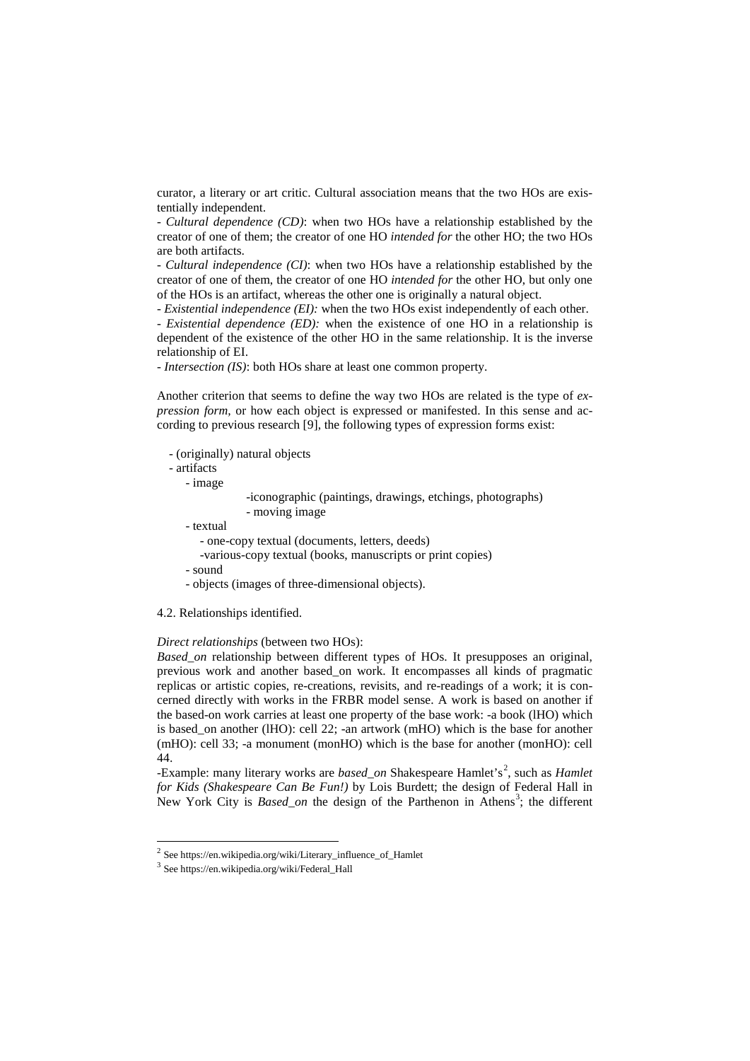curator, a literary or art critic. Cultural association means that the two HOs are existentially independent.

- *Cultural dependence (CD)*: when two HOs have a relationship established by the creator of one of them; the creator of one HO *intended for* the other HO; the two HOs are both artifacts.

- *Cultural independence (CI)*: when two HOs have a relationship established by the creator of one of them, the creator of one HO *intended for* the other HO, but only one of the HOs is an artifact, whereas the other one is originally a natural object.

- *Existential independence (EI):* when the two HOs exist independently of each other.

- *Existential dependence (ED):* when the existence of one HO in a relationship is dependent of the existence of the other HO in the same relationship. It is the inverse relationship of EI.

- *Intersection (IS)*: both HOs share at least one common property.

Another criterion that seems to define the way two HOs are related is the type of *expression form,* or how each object is expressed or manifested. In this sense and according to previous research [9], the following types of expression forms exist:

- (originally) natural objects
- artifacts
  - image
    - iconographic (paintings, drawings, etchings, photographs)
    - moving image
  - textual
    - one-copy textual (documents, letters, deeds)
    - various-copy textual (books, manuscripts or print copies)
  - sound
  - objects (images of three-dimensional objects).

4.2. Relationships identified.

*Direct relationships* (between two HOs):

*Based_on* relationship between different types of HOs. It presupposes an original, previous work and another based_on work. It encompasses all kinds of pragmatic replicas or artistic copies, re-creations, revisits, and re-readings of a work; it is concerned directly with works in the FRBR model sense. A work is based on another if the based-on work carries at least one property of the base work: -a book (lHO) which is based_on another (lHO): cell 22; -an artwork (mHO) which is the base for another (mHO): cell 33; -a monument (monHO) which is the base for another (monHO): cell 44.

-Example: many literary works are *based_on* Shakespeare Hamlet's[2], such as *Hamlet for Kids (Shakespeare Can Be Fun!)* by Lois Burdett; the design of Federal Hall in New York City is *Based_on* the design of the Parthenon in Athens[3]; the different

[2] See https://en.wikipedia.org/wiki/Literary_influence_of_Hamlet

[3] See https://en.wikipedia.org/wiki/Federal_Hall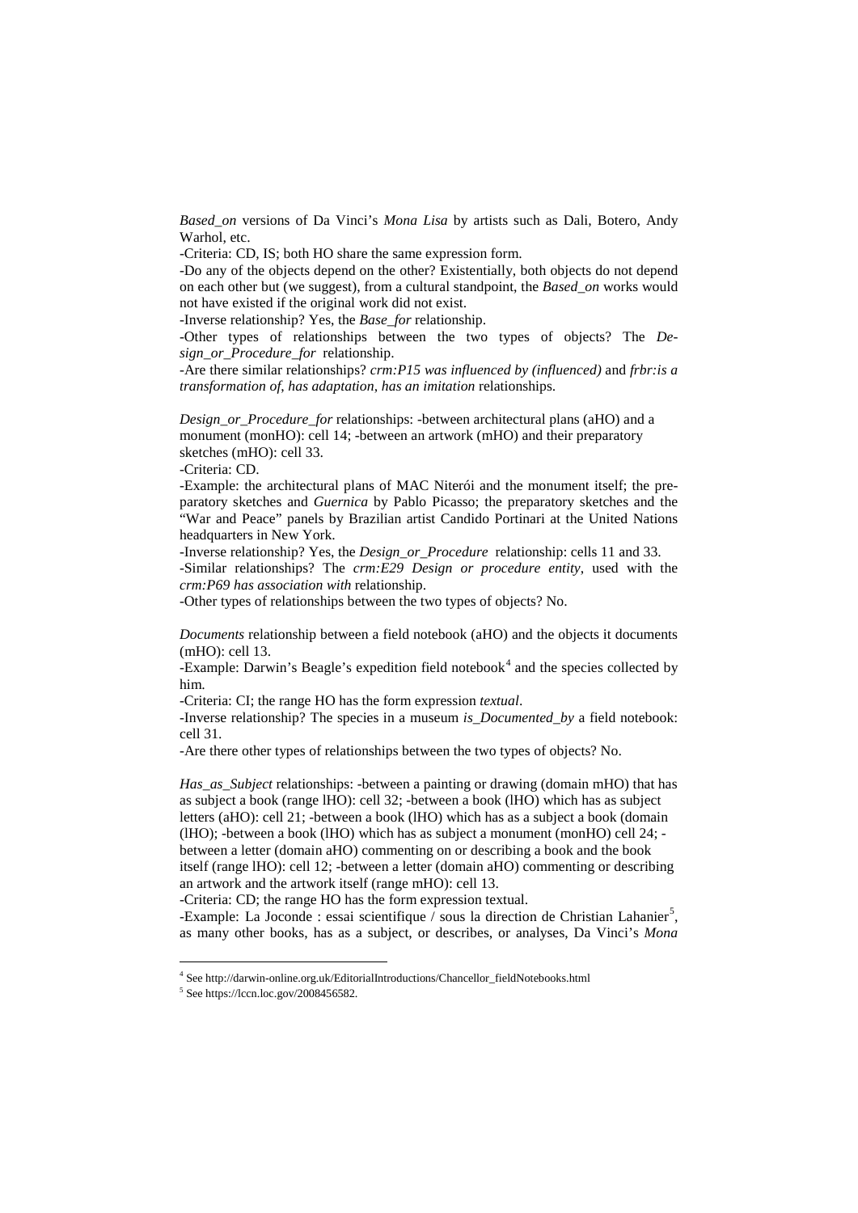*Based_on* versions of Da Vinci's *Mona Lisa* by artists such as Dali, Botero, Andy Warhol, etc.

-Criteria: CD, IS; both HO share the same expression form.

-Do any of the objects depend on the other? Existentially, both objects do not depend on each other but (we suggest), from a cultural standpoint, the *Based_on* works would not have existed if the original work did not exist.

-Inverse relationship? Yes, the *Base_for* relationship.

-Other types of relationships between the two types of objects? The *Design_or_Procedure_for* relationship.

-Are there similar relationships? *crm:P15 was influenced by (influenced)* and *frbr:is a transformation of, has adaptation, has an imitation* relationships.

*Design_or_Procedure_for* relationships: -between architectural plans (aHO) and a monument (monHO): cell 14; -between an artwork (mHO) and their preparatory sketches (mHO): cell 33.

-Criteria: CD.

-Example: the architectural plans of MAC Niterói and the monument itself; the preparatory sketches and *Guernica* by Pablo Picasso; the preparatory sketches and the "War and Peace" panels by Brazilian artist Candido Portinari at the United Nations headquarters in New York.

-Inverse relationship? Yes, the *Design_or_Procedure* relationship: cells 11 and 33.

-Similar relationships? The *crm:E29 Design or procedure entity*, used with the *crm:P69 has association with* relationship.

-Other types of relationships between the two types of objects? No.

*Documents* relationship between a field notebook (aHO) and the objects it documents (mHO): cell 13.

-Example: Darwin's Beagle's expedition field notebook[4] and the species collected by him.

-Criteria: CI; the range HO has the form expression *textual*.

-Inverse relationship? The species in a museum *is_Documented_by* a field notebook: cell 31.

-Are there other types of relationships between the two types of objects? No.

*Has_as_Subject* relationships: -between a painting or drawing (domain mHO) that has as subject a book (range lHO): cell 32; -between a book (lHO) which has as subject letters (aHO): cell 21; -between a book (lHO) which has as a subject a book (domain (lHO); -between a book (lHO) which has as subject a monument (monHO) cell 24; -between a letter (domain aHO) commenting on or describing a book and the book itself (range lHO): cell 12; -between a letter (domain aHO) commenting or describing an artwork and the artwork itself (range mHO): cell 13.

-Criteria: CD; the range HO has the form expression textual.

-Example: La Joconde : essai scientifique / sous la direction de Christian Lahanier[5], as many other books, has as a subject, or describes, or analyses, Da Vinci's *Mona*

[4] See http://darwin-online.org.uk/EditorialIntroductions/Chancellor_fieldNotebooks.html

[5] See https://lccn.loc.gov/2008456582.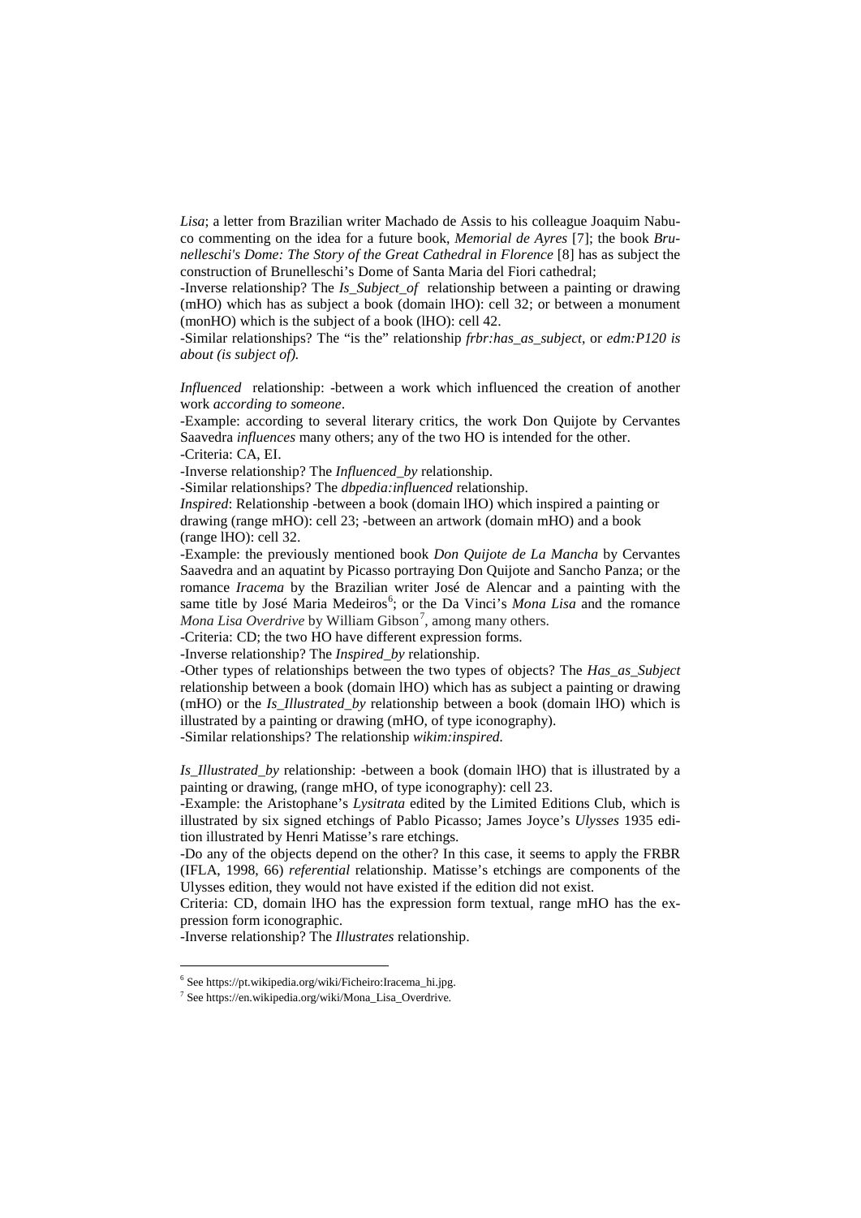*Lisa*; a letter from Brazilian writer Machado de Assis to his colleague Joaquim Nabuco commenting on the idea for a future book, *Memorial de Ayres* [7]; the book *Brunelleschi's Dome: The Story of the Great Cathedral in Florence* [8] has as subject the construction of Brunelleschi's Dome of Santa Maria del Fiori cathedral;

-Inverse relationship? The *Is_Subject_of* relationship between a painting or drawing (mHO) which has as subject a book (domain lHO): cell 32; or between a monument (monHO) which is the subject of a book (lHO): cell 42.

-Similar relationships? The "is the" relationship *frbr:has_as_subject*, or *edm:P120 is about (is subject of).*

*Influenced* relationship: -between a work which influenced the creation of another work *according to someone*.

-Example: according to several literary critics, the work Don Quijote by Cervantes Saavedra *influences* many others; any of the two HO is intended for the other.

-Criteria: CA, EI.

-Inverse relationship? The *Influenced_by* relationship.

-Similar relationships? The *dbpedia:influenced* relationship.

*Inspired*: Relationship -between a book (domain lHO) which inspired a painting or drawing (range mHO): cell 23; -between an artwork (domain mHO) and a book (range lHO): cell 32.

-Example: the previously mentioned book *Don Quijote de La Mancha* by Cervantes Saavedra and an aquatint by Picasso portraying Don Quijote and Sancho Panza; or the romance *Iracema* by the Brazilian writer José de Alencar and a painting with the same title by José Maria Medeiros[6]; or the Da Vinci's *Mona Lisa* and the romance *Mona Lisa Overdrive* by William Gibson[7], among many others.

-Criteria: CD; the two HO have different expression forms.

-Inverse relationship? The *Inspired_by* relationship.

-Other types of relationships between the two types of objects? The *Has_as_Subject* relationship between a book (domain lHO) which has as subject a painting or drawing (mHO) or the *Is_Illustrated_by* relationship between a book (domain lHO) which is illustrated by a painting or drawing (mHO, of type iconography).

-Similar relationships? The relationship *wikim:inspired.*

*Is_Illustrated_by* relationship: -between a book (domain lHO) that is illustrated by a painting or drawing, (range mHO, of type iconography): cell 23.

-Example: the Aristophane's *Lysitrata* edited by the Limited Editions Club, which is illustrated by six signed etchings of Pablo Picasso; James Joyce's *Ulysses* 1935 edition illustrated by Henri Matisse's rare etchings.

-Do any of the objects depend on the other? In this case, it seems to apply the FRBR (IFLA, 1998, 66) *referential* relationship. Matisse's etchings are components of the Ulysses edition, they would not have existed if the edition did not exist.

Criteria: CD, domain lHO has the expression form textual, range mHO has the expression form iconographic.

-Inverse relationship? The *Illustrates* relationship.

[6] See https://pt.wikipedia.org/wiki/Ficheiro:Iracema_hi.jpg.

[7] See https://en.wikipedia.org/wiki/Mona_Lisa_Overdrive.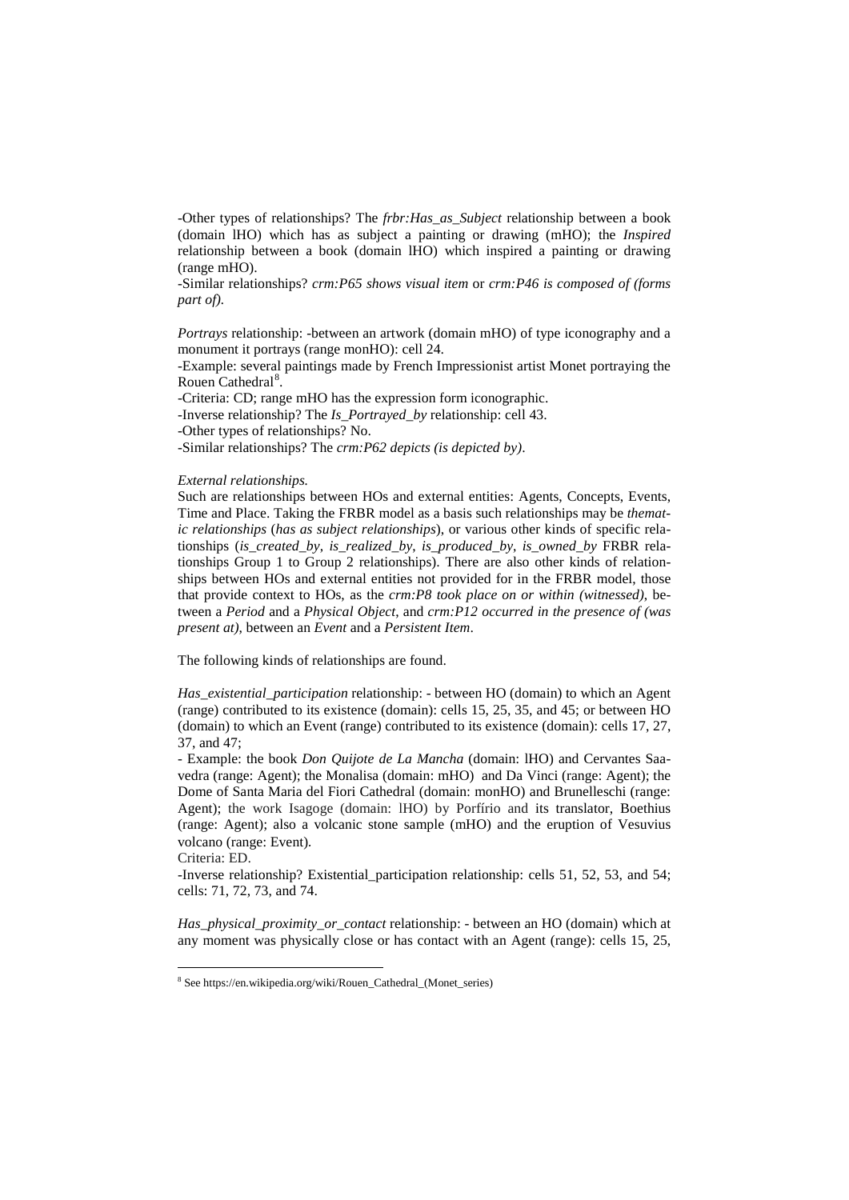-Other types of relationships? The *frbr:Has_as_Subject* relationship between a book (domain lHO) which has as subject a painting or drawing (mHO); the *Inspired* relationship between a book (domain lHO) which inspired a painting or drawing (range mHO).

-Similar relationships? *crm:P65 shows visual item* or *crm:P46 is composed of (forms part of)*.

*Portrays* relationship: -between an artwork (domain mHO) of type iconography and a monument it portrays (range monHO): cell 24.

-Example: several paintings made by French Impressionist artist Monet portraying the Rouen Cathedral[8].

-Criteria: CD; range mHO has the expression form iconographic.

-Inverse relationship? The *Is_Portrayed_by* relationship: cell 43.

-Other types of relationships? No.

-Similar relationships? The *crm:P62 depicts (is depicted by)*.

*External relationships.*

Such are relationships between HOs and external entities: Agents, Concepts, Events, Time and Place. Taking the FRBR model as a basis such relationships may be *thematic relationships* (*has as subject relationships*), or various other kinds of specific relationships (*is_created_by*, *is_realized_by*, *is_produced_by*, *is_owned_by* FRBR relationships Group 1 to Group 2 relationships). There are also other kinds of relationships between HOs and external entities not provided for in the FRBR model, those that provide context to HOs, as the *crm:P8 took place on or within (witnessed)*, between a *Period* and a *Physical Object*, and *crm:P12 occurred in the presence of (was present at)*, between an *Event* and a *Persistent Item*.

The following kinds of relationships are found.

*Has_existential_participation* relationship: - between HO (domain) to which an Agent (range) contributed to its existence (domain): cells 15, 25, 35, and 45; or between HO (domain) to which an Event (range) contributed to its existence (domain): cells 17, 27, 37, and 47;

- Example: the book *Don Quijote de La Mancha* (domain: lHO) and Cervantes Saavedra (range: Agent); the Monalisa (domain: mHO) and Da Vinci (range: Agent); the Dome of Santa Maria del Fiori Cathedral (domain: monHO) and Brunelleschi (range: Agent); the work Isagoge (domain: lHO) by Porfírio and its translator, Boethius (range: Agent); also a volcanic stone sample (mHO) and the eruption of Vesuvius volcano (range: Event).

Criteria: ED.

-Inverse relationship? Existential_participation relationship: cells 51, 52, 53, and 54; cells: 71, 72, 73, and 74.

*Has_physical_proximity_or_contact* relationship: - between an HO (domain) which at any moment was physically close or has contact with an Agent (range): cells 15, 25,

[8] See https://en.wikipedia.org/wiki/Rouen_Cathedral_(Monet_series)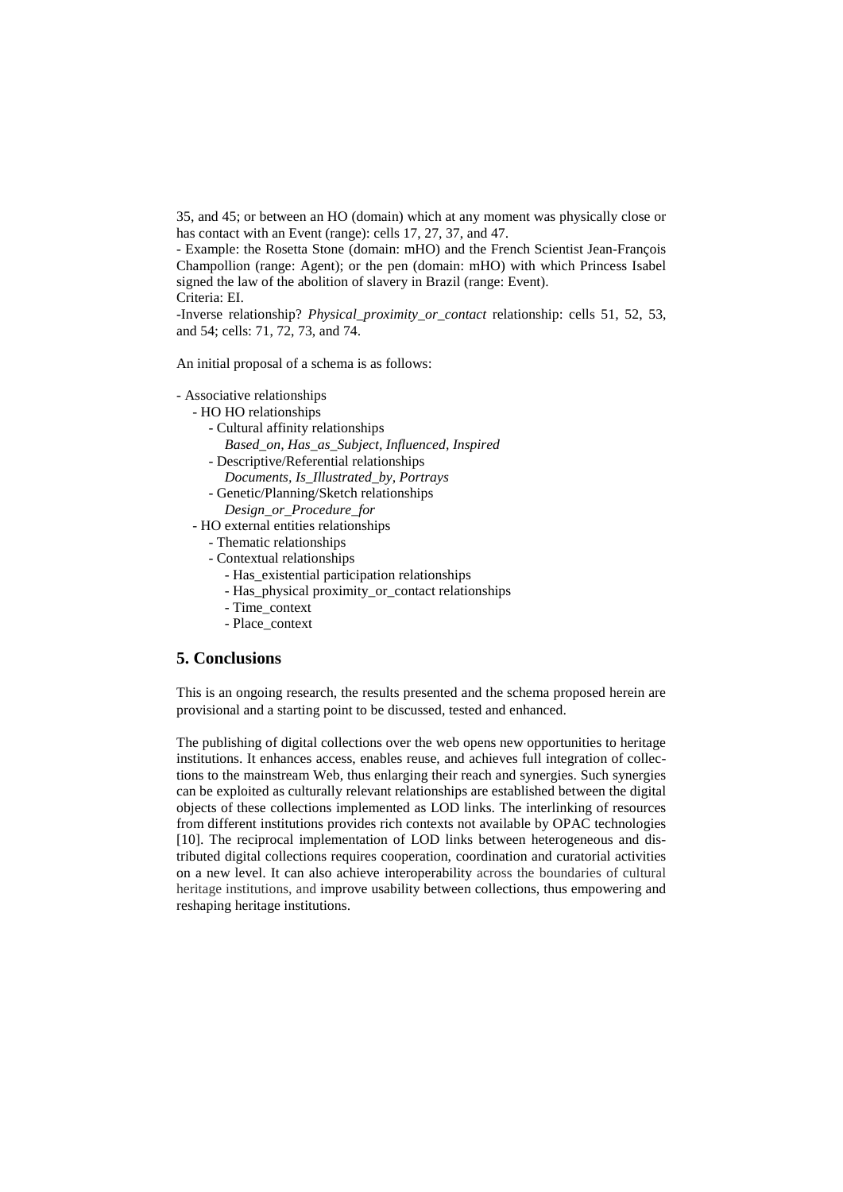35, and 45; or between an HO (domain) which at any moment was physically close or has contact with an Event (range): cells 17, 27, 37, and 47.

- Example: the Rosetta Stone (domain: mHO) and the French Scientist Jean-François Champollion (range: Agent); or the pen (domain: mHO) with which Princess Isabel signed the law of the abolition of slavery in Brazil (range: Event).

Criteria: EI.

-Inverse relationship? *Physical_proximity_or_contact* relationship: cells 51, 52, 53, and 54; cells: 71, 72, 73, and 74.

An initial proposal of a schema is as follows:

- Associative relationships
  - HO HO relationships
    - Cultural affinity relationships
      *Based_on, Has_as_Subject, Influenced, Inspired*
    - Descriptive/Referential relationships
      *Documents, Is_Illustrated_by, Portrays*
    - Genetic/Planning/Sketch relationships
      *Design_or_Procedure_for*
  - HO external entities relationships
    - Thematic relationships
    - Contextual relationships
      - Has_existential participation relationships
      - Has_physical proximity_or_contact relationships
      - Time_context
      - Place_context

## 5. Conclusions

This is an ongoing research, the results presented and the schema proposed herein are provisional and a starting point to be discussed, tested and enhanced.

The publishing of digital collections over the web opens new opportunities to heritage institutions. It enhances access, enables reuse, and achieves full integration of collections to the mainstream Web, thus enlarging their reach and synergies. Such synergies can be exploited as culturally relevant relationships are established between the digital objects of these collections implemented as LOD links. The interlinking of resources from different institutions provides rich contexts not available by OPAC technologies [10]. The reciprocal implementation of LOD links between heterogeneous and distributed digital collections requires cooperation, coordination and curatorial activities on a new level. It can also achieve interoperability across the boundaries of cultural heritage institutions, and improve usability between collections, thus empowering and reshaping heritage institutions.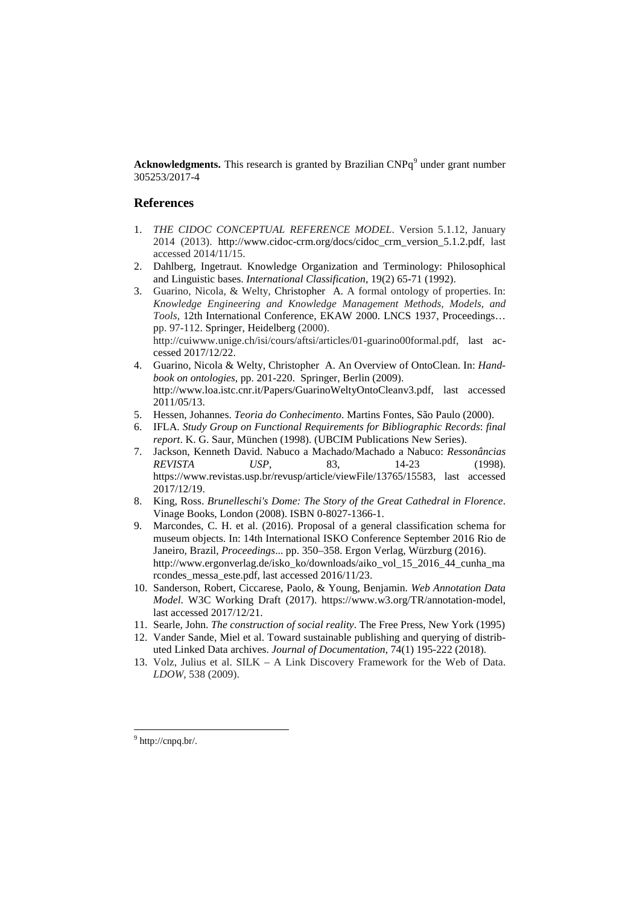**Acknowledgments.** This research is granted by Brazilian CNPq[9] under grant number 305253/2017-4

## References

1. *THE CIDOC CONCEPTUAL REFERENCE MODEL*. Version 5.1.12, January 2014 (2013). http://www.cidoc-crm.org/docs/cidoc_crm_version_5.1.2.pdf, last accessed 2014/11/15.
2. Dahlberg, Ingetraut. Knowledge Organization and Terminology: Philosophical and Linguistic bases. *International Classification*, 19(2) 65-71 (1992).
3. Guarino, Nicola, & Welty, Christopher A. A formal ontology of properties. In: *Knowledge Engineering and Knowledge Management Methods, Models, and Tools*, 12th International Conference, EKAW 2000. LNCS 1937, Proceedings… pp. 97-112. Springer, Heidelberg (2000). http://cuiwww.unige.ch/isi/cours/aftsi/articles/01-guarino00formal.pdf, last accessed 2017/12/22.
4. Guarino, Nicola & Welty, Christopher A. An Overview of OntoClean. In: *Handbook on ontologies*, pp. 201-220. Springer, Berlin (2009). http://www.loa.istc.cnr.it/Papers/GuarinoWeltyOntoCleanv3.pdf, last accessed 2011/05/13.
5. Hessen, Johannes. *Teoria do Conhecimento*. Martins Fontes, São Paulo (2000).
6. IFLA. *Study Group on Functional Requirements for Bibliographic Records*: *final report*. K. G. Saur, München (1998). (UBCIM Publications New Series).
7. Jackson, Kenneth David. Nabuco a Machado/Machado a Nabuco: *Ressonâncias REVISTA USP*, 83, 14-23 (1998). https://www.revistas.usp.br/revusp/article/viewFile/13765/15583, last accessed 2017/12/19.
8. King, Ross. *Brunelleschi's Dome: The Story of the Great Cathedral in Florence*. Vinage Books, London (2008). ISBN 0-8027-1366-1.
9. Marcondes, C. H. et al. (2016). Proposal of a general classification schema for museum objects. In: 14th International ISKO Conference September 2016 Rio de Janeiro, Brazil, *Proceedings*... pp. 350–358. Ergon Verlag, Würzburg (2016). http://www.ergonverlag.de/isko_ko/downloads/aiko_vol_15_2016_44_cunha_marcondes_messa_este.pdf, last accessed 2016/11/23.
10. Sanderson, Robert, Ciccarese, Paolo, & Young, Benjamin. *Web Annotation Data Model*. W3C Working Draft (2017). https://www.w3.org/TR/annotation-model, last accessed 2017/12/21.
11. Searle, John. *The construction of social reality*. The Free Press, New York (1995)
12. Vander Sande, Miel et al. Toward sustainable publishing and querying of distributed Linked Data archives. *Journal of Documentation*, 74(1) 195-222 (2018).
13. Volz, Julius et al. SILK – A Link Discovery Framework for the Web of Data. *LDOW*, 538 (2009).

[9] http://cnpq.br/.